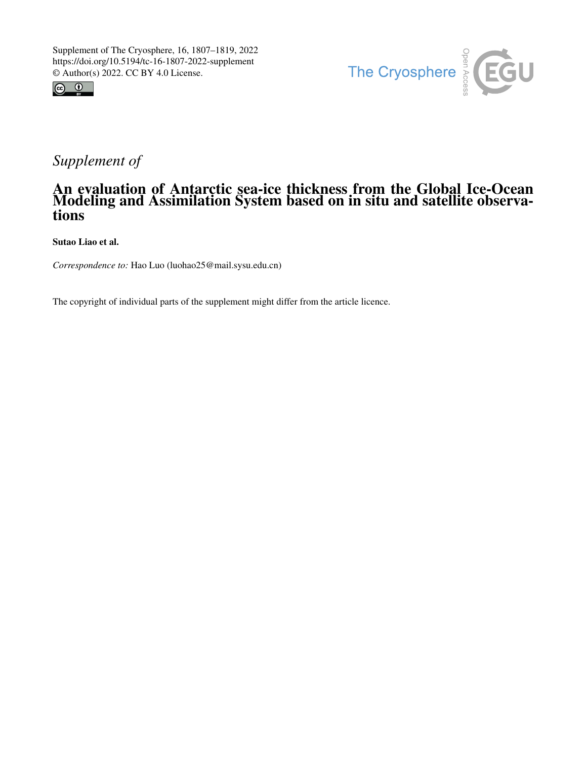Supplement of The Cryosphere, 16, 1807–1819, 2022
https://doi.org/10.5194/tc-16-1807-2022-supplement
© Author(s) 2022. CC BY 4.0 License.

*Supplement of*

# An evaluation of Antarctic sea-ice thickness from the Global Ice-Ocean Modeling and Assimilation System based on in situ and satellite observations

**Sutao Liao et al.**

*Correspondence to:* Hao Luo (luohao25@mail.sysu.edu.cn)

The copyright of individual parts of the supplement might differ from the article licence.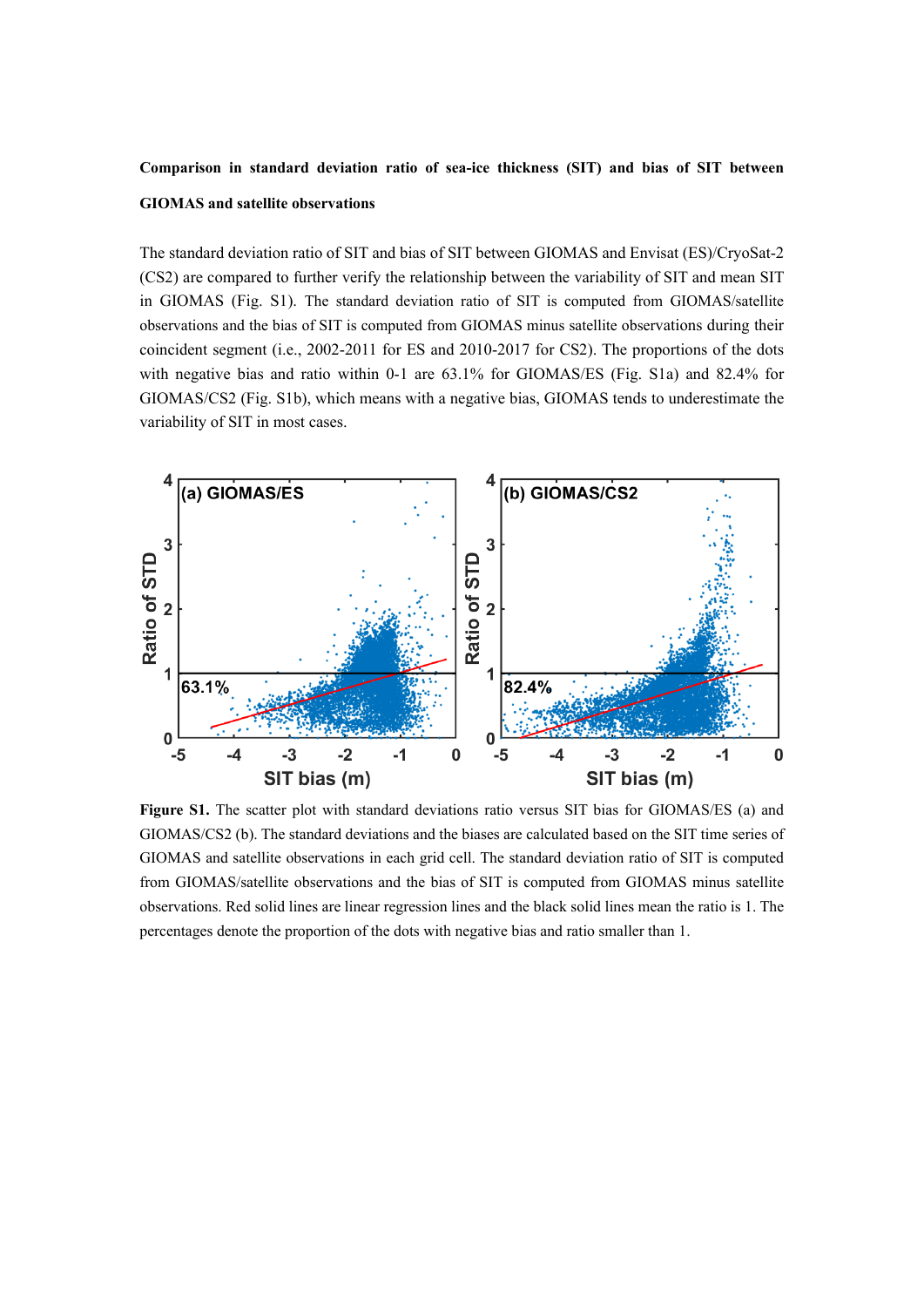**Comparison in standard deviation ratio of sea-ice thickness (SIT) and bias of SIT between GIOMAS and satellite observations**

The standard deviation ratio of SIT and bias of SIT between GIOMAS and Envisat (ES)/CryoSat-2 (CS2) are compared to further verify the relationship between the variability of SIT and mean SIT in GIOMAS (Fig. S1). The standard deviation ratio of SIT is computed from GIOMAS/satellite observations and the bias of SIT is computed from GIOMAS minus satellite observations during their coincident segment (i.e., 2002-2011 for ES and 2010-2017 for CS2). The proportions of the dots with negative bias and ratio within 0-1 are 63.1% for GIOMAS/ES (Fig. S1a) and 82.4% for GIOMAS/CS2 (Fig. S1b), which means with a negative bias, GIOMAS tends to underestimate the variability of SIT in most cases.

(a) GIOMAS/ES
63.1%
Ratio of STD
SIT bias (m)

(b) GIOMAS/CS2
82.4%
Ratio of STD
SIT bias (m)

**Figure S1.** The scatter plot with standard deviations ratio versus SIT bias for GIOMAS/ES (a) and GIOMAS/CS2 (b). The standard deviations and the biases are calculated based on the SIT time series of GIOMAS and satellite observations in each grid cell. The standard deviation ratio of SIT is computed from GIOMAS/satellite observations and the bias of SIT is computed from GIOMAS minus satellite observations. Red solid lines are linear regression lines and the black solid lines mean the ratio is 1. The percentages denote the proportion of the dots with negative bias and ratio smaller than 1.